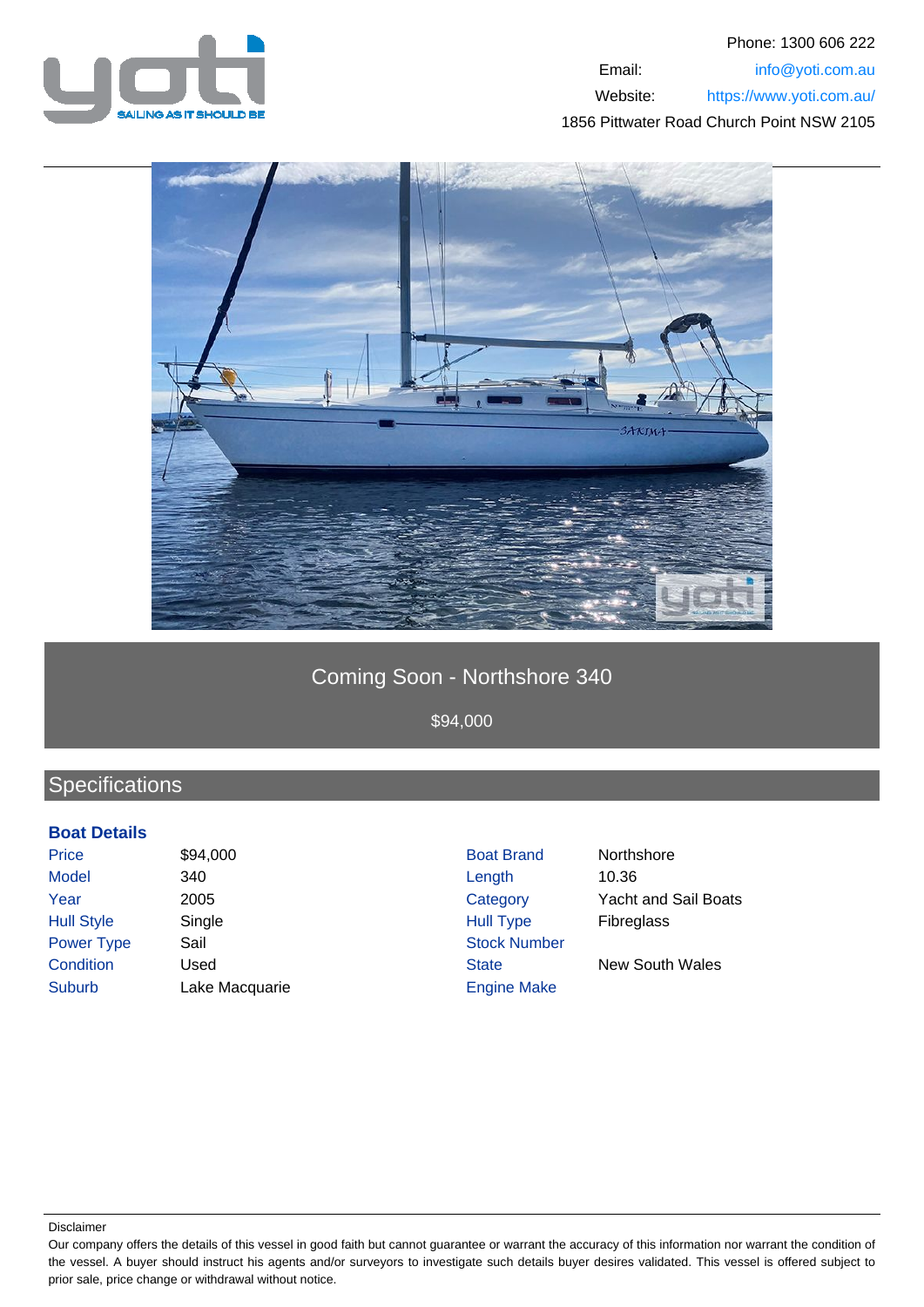Phone: 1300 606 222

Email: info@yoti.com.au

Website: https://www.yoti.com.au/

1856 Pittwater Road Church Point NSW 2105

# Coming Soon - Northshore 340

$94,000

## Specifications

### Boat Details

| | | | |
|---|---|---|---|
| Price | $94,000 | Boat Brand | Northshore |
| Model | 340 | Length | 10.36 |
| Year | 2005 | Category | Yacht and Sail Boats |
| Hull Style | Single | Hull Type | Fibreglass |
| Power Type | Sail | Stock Number | |
| Condition | Used | State | New South Wales |
| Suburb | Lake Macquarie | Engine Make | |

Disclaimer

Our company offers the details of this vessel in good faith but cannot guarantee or warrant the accuracy of this information nor warrant the condition of the vessel. A buyer should instruct his agents and/or surveyors to investigate such details buyer desires validated. This vessel is offered subject to prior sale, price change or withdrawal without notice.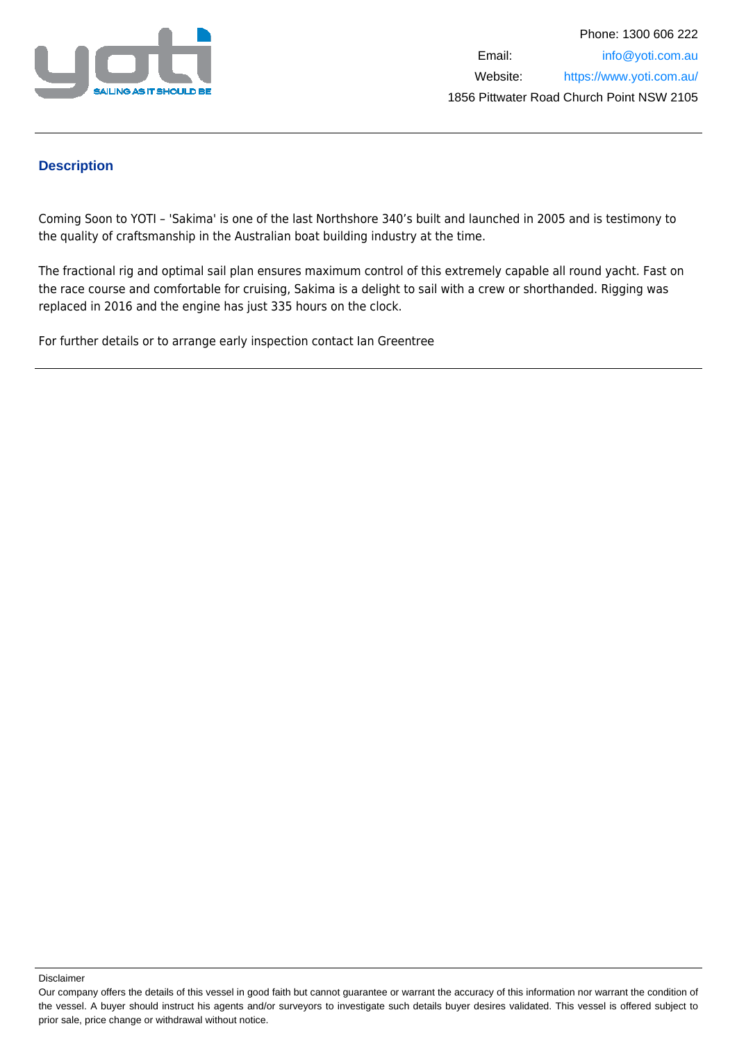Phone: 1300 606 222

Email: info@yoti.com.au

Website: https://www.yoti.com.au/

1856 Pittwater Road Church Point NSW 2105

## Description

Coming Soon to YOTI – 'Sakima' is one of the last Northshore 340's built and launched in 2005 and is testimony to the quality of craftsmanship in the Australian boat building industry at the time.

The fractional rig and optimal sail plan ensures maximum control of this extremely capable all round yacht. Fast on the race course and comfortable for cruising, Sakima is a delight to sail with a crew or shorthanded. Rigging was replaced in 2016 and the engine has just 335 hours on the clock.

For further details or to arrange early inspection contact Ian Greentree

Disclaimer

Our company offers the details of this vessel in good faith but cannot guarantee or warrant the accuracy of this information nor warrant the condition of the vessel. A buyer should instruct his agents and/or surveyors to investigate such details buyer desires validated. This vessel is offered subject to prior sale, price change or withdrawal without notice.